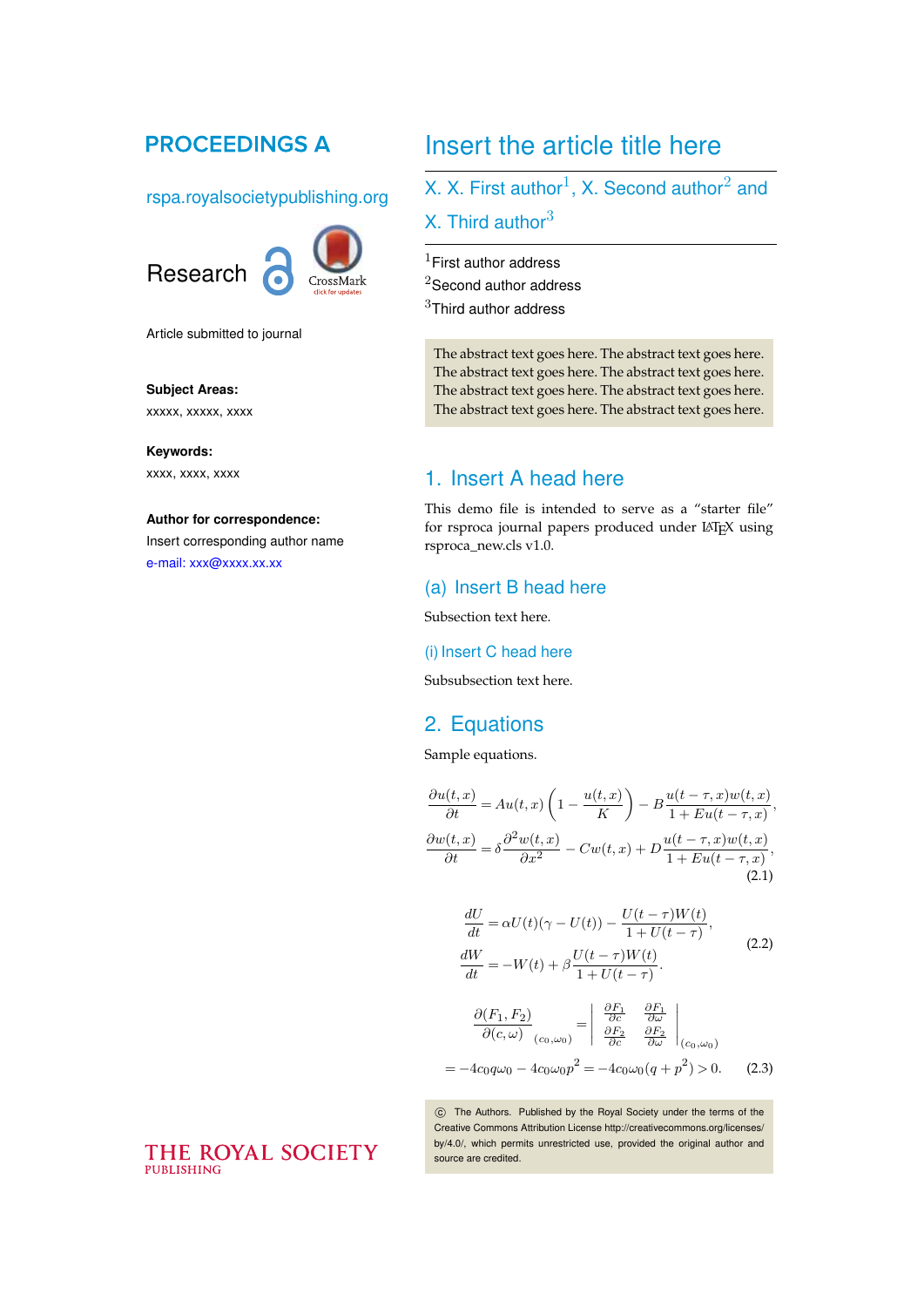PROCEEDINGS A

rspa.royalsocietypublishing.org

Research

Article submitted to journal

**Subject Areas:**

xxxxx, xxxxx, xxxx

**Keywords:**

xxxx, xxxx, xxxx

**Author for correspondence:**

Insert corresponding author name

e-mail: xxx@xxxx.xx.xx

# Insert the article title here

X. X. First author[1], X. Second author[2] and X. Third author[3]

[1]First author address
[2]Second author address
[3]Third author address

The abstract text goes here. The abstract text goes here. The abstract text goes here. The abstract text goes here. The abstract text goes here. The abstract text goes here. The abstract text goes here. The abstract text goes here.

## 1. Insert A head here

This demo file is intended to serve as a "starter file" for rsproca journal papers produced under LaTeX using rsproca_new.cls v1.0.

### (a) Insert B head here

Subsection text here.

#### (i) Insert C head here

Subsubsection text here.

## 2. Equations

Sample equations.

$$
\begin{aligned}
\frac{\partial u(t,x)}{\partial t} &= Au(t,x)\left(1-\frac{u(t,x)}{K}\right) - B\frac{u(t-\tau,x)w(t,x)}{1+Eu(t-\tau,x)},\\
\frac{\partial w(t,x)}{\partial t} &= \delta\frac{\partial^2 w(t,x)}{\partial x^2} - Cw(t,x) + D\frac{u(t-\tau,x)w(t,x)}{1+Eu(t-\tau,x)},
\end{aligned}
\tag{2.1}
$$

$$
\begin{aligned}
\frac{dU}{dt} &= \alpha U(t)(\gamma - U(t)) - \frac{U(t-\tau)W(t)}{1+U(t-\tau)},\\
\frac{dW}{dt} &= -W(t) + \beta\frac{U(t-\tau)W(t)}{1+U(t-\tau)}.
\end{aligned}
\tag{2.2}
$$

$$
\begin{aligned}
\frac{\partial(F_1,F_2)}{\partial(c,\omega)}_{(c_0,\omega_0)} &= \left|\begin{matrix} \frac{\partial F_1}{\partial c} & \frac{\partial F_1}{\partial \omega} \\ \frac{\partial F_2}{\partial c} & \frac{\partial F_2}{\partial \omega}\end{matrix}\right|_{(c_0,\omega_0)}\\
&= -4c_0q\omega_0 - 4c_0\omega_0p^2 = -4c_0\omega_0(q+p^2) > 0.
\end{aligned}
\tag{2.3}
$$

© The Authors. Published by the Royal Society under the terms of the Creative Commons Attribution License http://creativecommons.org/licenses/by/4.0/, which permits unrestricted use, provided the original author and source are credited.

THE ROYAL SOCIETY PUBLISHING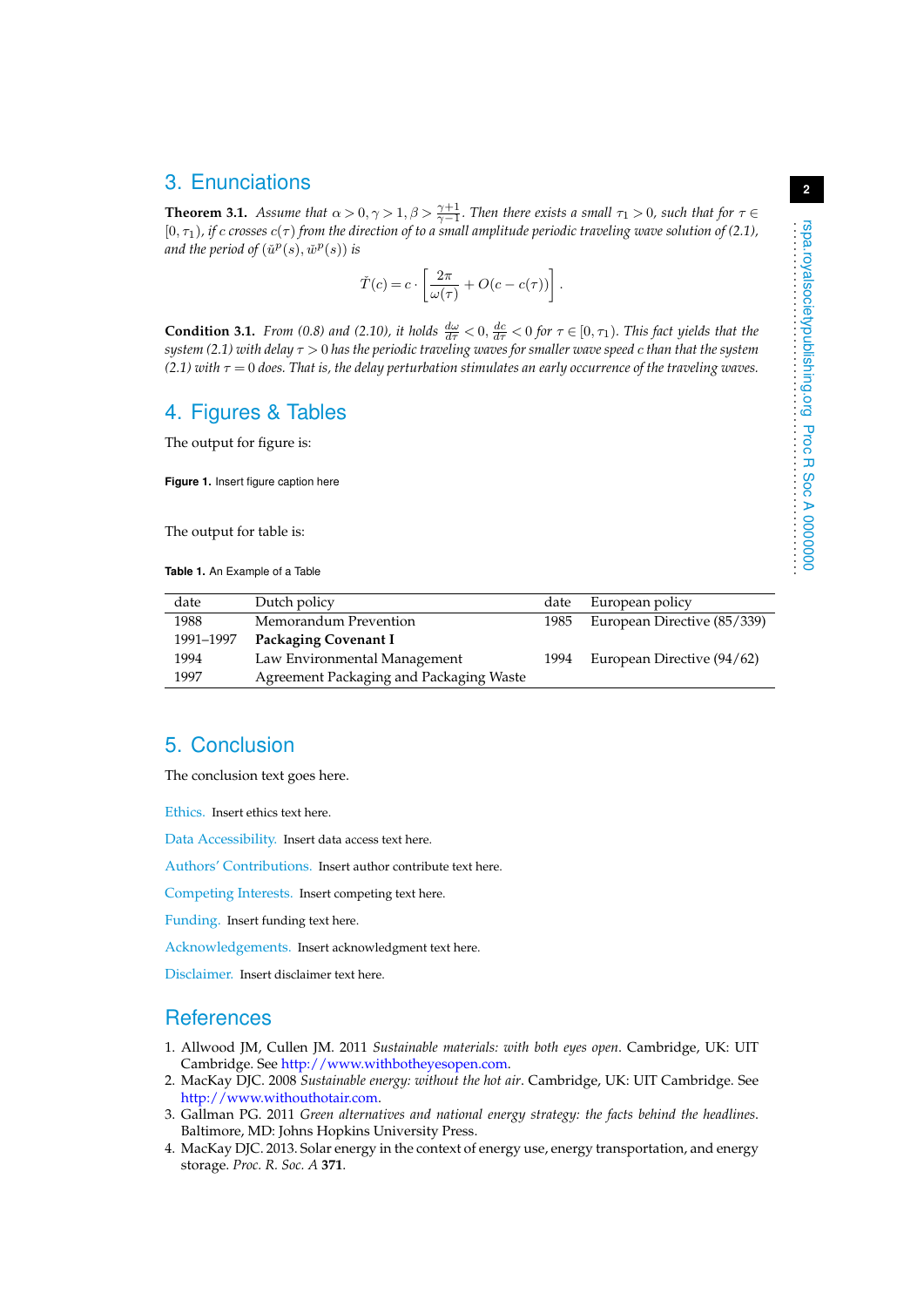## 3. Enunciations

**Theorem 3.1.** *Assume that $\alpha > 0, \gamma > 1, \beta > \frac{\gamma+1}{\gamma-1}$. Then there exists a small $\tau_1 > 0$, such that for $\tau \in [0, \tau_1)$, if $c$ crosses $c(\tau)$ from the direction of to a small amplitude periodic traveling wave solution of (2.1), and the period of $(\check{u}^p(s), \check{w}^p(s))$ is*

$$\check{T}(c) = c \cdot \left[ \frac{2\pi}{\omega(\tau)} + O(c - c(\tau)) \right].$$

**Condition 3.1.** *From (0.8) and (2.10), it holds $\frac{d\omega}{d\tau} < 0$, $\frac{dc}{d\tau} < 0$ for $\tau \in [0, \tau_1)$. This fact yields that the system (2.1) with delay $\tau > 0$ has the periodic traveling waves for smaller wave speed $c$ than that the system (2.1) with $\tau = 0$ does. That is, the delay perturbation stimulates an early occurrence of the traveling waves.*

## 4. Figures & Tables

The output for figure is:

**Figure 1.** Insert figure caption here

The output for table is:

**Table 1.** An Example of a Table

| date | Dutch policy | date | European policy |
|---|---|---|---|
| 1988 | Memorandum Prevention | 1985 | European Directive (85/339) |
| 1991–1997 | **Packaging Covenant I** | | |
| 1994 | Law Environmental Management | 1994 | European Directive (94/62) |
| 1997 | Agreement Packaging and Packaging Waste | | |

## 5. Conclusion

The conclusion text goes here.

Ethics. Insert ethics text here.

Data Accessibility. Insert data access text here.

Authors' Contributions. Insert author contribute text here.

Competing Interests. Insert competing text here.

Funding. Insert funding text here.

Acknowledgements. Insert acknowledgment text here.

Disclaimer. Insert disclaimer text here.

## References

1. Allwood JM, Cullen JM. 2011 *Sustainable materials: with both eyes open*. Cambridge, UK: UIT Cambridge. See http://www.withbotheyesopen.com.
2. MacKay DJC. 2008 *Sustainable energy: without the hot air*. Cambridge, UK: UIT Cambridge. See http://www.withouthotair.com.
3. Gallman PG. 2011 *Green alternatives and national energy strategy: the facts behind the headlines*. Baltimore, MD: Johns Hopkins University Press.
4. MacKay DJC. 2013. Solar energy in the context of energy use, energy transportation, and energy storage. *Proc. R. Soc. A* **371**.